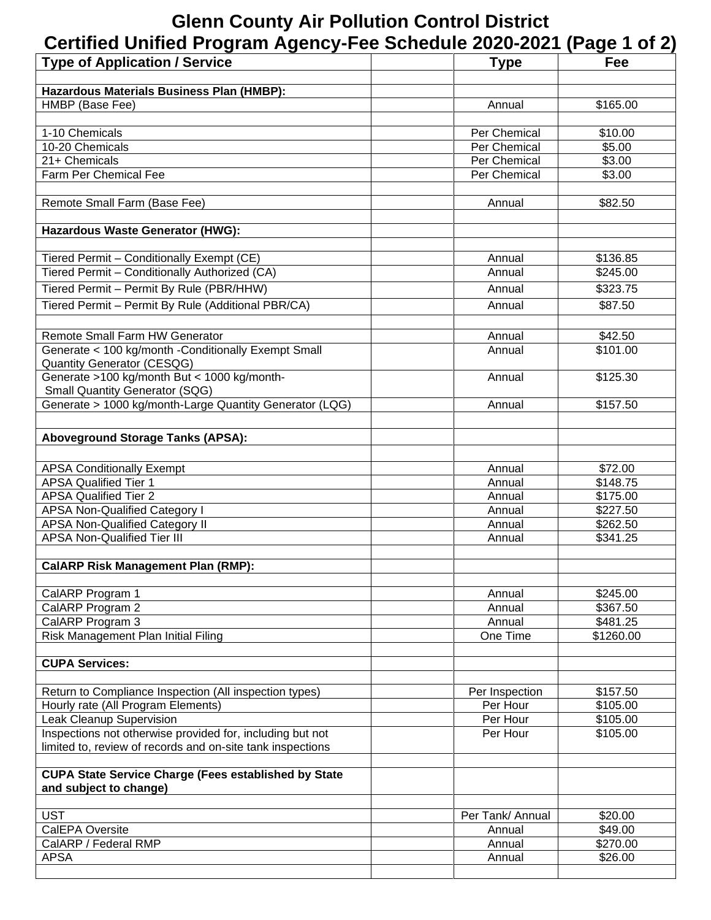# Glenn County Air Pollution Control District
## Certified Unified Program Agency-Fee Schedule 2020-2021 (Page 1 of 2)

| Type of Application / Service | | Type | Fee |
|---|---|---|---|
| | | | |
| **Hazardous Materials Business Plan (HMBP):** | | | |
| HMBP (Base Fee) | | Annual | $165.00 |
| | | | |
| 1-10 Chemicals | | Per Chemical | $10.00 |
| 10-20 Chemicals | | Per Chemical | $5.00 |
| 21+ Chemicals | | Per Chemical | $3.00 |
| Farm Per Chemical Fee | | Per Chemical | $3.00 |
| | | | |
| Remote Small Farm (Base Fee) | | Annual | $82.50 |
| | | | |
| **Hazardous Waste Generator (HWG):** | | | |
| | | | |
| Tiered Permit – Conditionally Exempt (CE) | | Annual | $136.85 |
| Tiered Permit – Conditionally Authorized (CA) | | Annual | $245.00 |
| Tiered Permit – Permit By Rule (PBR/HHW) | | Annual | $323.75 |
| Tiered Permit – Permit By Rule (Additional PBR/CA) | | Annual | $87.50 |
| | | | |
| Remote Small Farm HW Generator | | Annual | $42.50 |
| Generate < 100 kg/month -Conditionally Exempt Small Quantity Generator (CESQG) | | Annual | $101.00 |
| Generate >100 kg/month But < 1000 kg/month- Small Quantity Generator (SQG) | | Annual | $125.30 |
| Generate > 1000 kg/month-Large Quantity Generator (LQG) | | Annual | $157.50 |
| | | | |
| **Aboveground Storage Tanks (APSA):** | | | |
| | | | |
| APSA Conditionally Exempt | | Annual | $72.00 |
| APSA Qualified Tier 1 | | Annual | $148.75 |
| APSA Qualified Tier 2 | | Annual | $175.00 |
| APSA Non-Qualified Category I | | Annual | $227.50 |
| APSA Non-Qualified Category II | | Annual | $262.50 |
| APSA Non-Qualified Tier III | | Annual | $341.25 |
| | | | |
| **CalARP Risk Management Plan (RMP):** | | | |
| | | | |
| CalARP Program 1 | | Annual | $245.00 |
| CalARP Program 2 | | Annual | $367.50 |
| CalARP Program 3 | | Annual | $481.25 |
| Risk Management Plan Initial Filing | | One Time | $1260.00 |
| | | | |
| **CUPA Services:** | | | |
| | | | |
| Return to Compliance Inspection (All inspection types) | | Per Inspection | $157.50 |
| Hourly rate (All Program Elements) | | Per Hour | $105.00 |
| Leak Cleanup Supervision | | Per Hour | $105.00 |
| Inspections not otherwise provided for, including but not limited to, review of records and on-site tank inspections | | Per Hour | $105.00 |
| | | | |
| **CUPA State Service Charge (Fees established by State and subject to change)** | | | |
| | | | |
| UST | | Per Tank/ Annual | $20.00 |
| CalEPA Oversite | | Annual | $49.00 |
| CalARP / Federal RMP | | Annual | $270.00 |
| APSA | | Annual | $26.00 |
| | | | |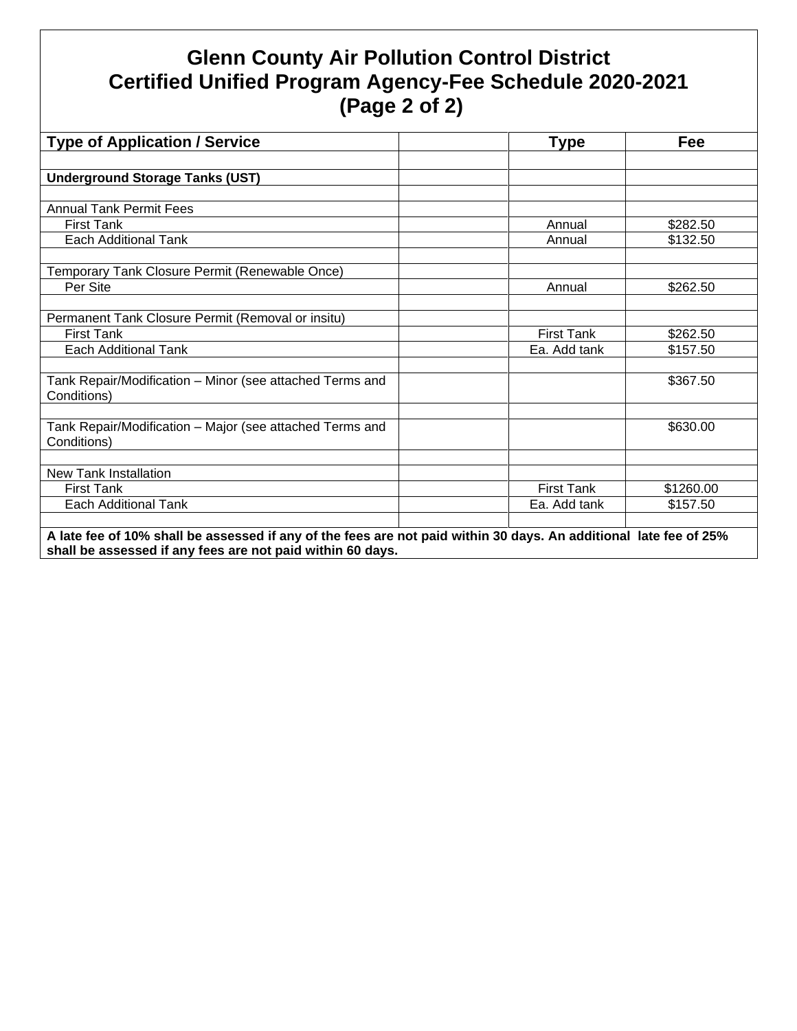# Glenn County Air Pollution Control District
# Certified Unified Program Agency-Fee Schedule 2020-2021
# (Page 2 of 2)

| Type of Application / Service | | Type | Fee |
|---|---|---|---|
| | | | |
| **Underground Storage Tanks (UST)** | | | |
| | | | |
| Annual Tank Permit Fees | | | |
| First Tank | | Annual | $282.50 |
| Each Additional Tank | | Annual | $132.50 |
| | | | |
| Temporary Tank Closure Permit (Renewable Once) | | | |
| Per Site | | Annual | $262.50 |
| | | | |
| Permanent Tank Closure Permit (Removal or insitu) | | | |
| First Tank | | First Tank | $262.50 |
| Each Additional Tank | | Ea. Add tank | $157.50 |
| | | | |
| Tank Repair/Modification – Minor (see attached Terms and Conditions) | | | $367.50 |
| | | | |
| Tank Repair/Modification – Major (see attached Terms and Conditions) | | | $630.00 |
| | | | |
| New Tank Installation | | | |
| First Tank | | First Tank | $1260.00 |
| Each Additional Tank | | Ea. Add tank | $157.50 |
| | | | |

**A late fee of 10% shall be assessed if any of the fees are not paid within 30 days. An additional late fee of 25% shall be assessed if any fees are not paid within 60 days.**